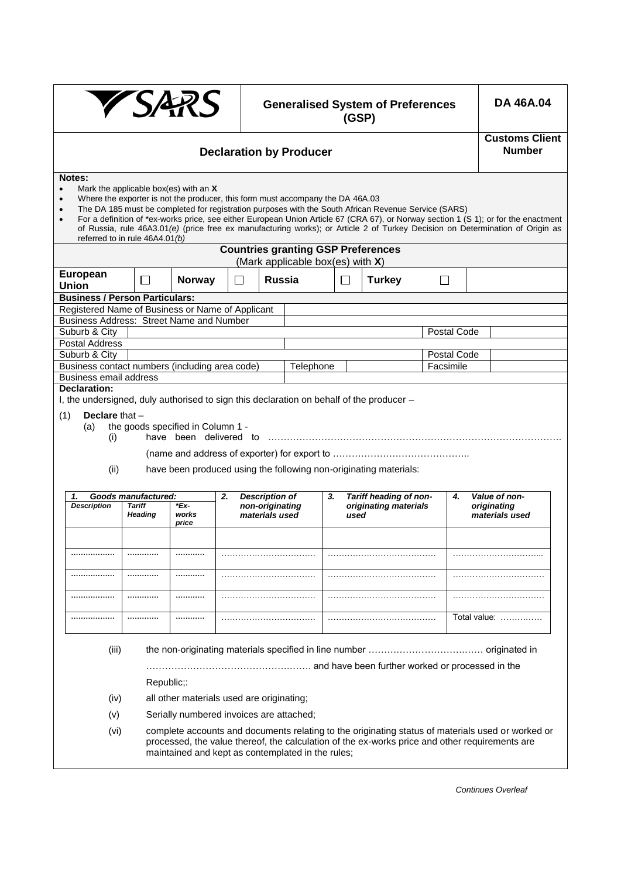| SARS | **Generalised System of Preferences (GSP)** | **DA 46A.04** |
|---|---|---|
| | **Declaration by Producer** | **Customs Client Number** |

**Notes:**

- Mark the applicable box(es) with an **X**
- Where the exporter is not the producer, this form must accompany the DA 46A.03
- The DA 185 must be completed for registration purposes with the South African Revenue Service (SARS)
- For a definition of *ex-works price, see either European Union Article 67 (CRA 67), or Norway section 1 (S 1); or for the enactment of Russia, rule 46A3.01*(e)* (price free ex manufacturing works); or Article 2 of Turkey Decision on Determination of Origin as referred to in rule 46A4.01*(b)*

**Countries granting GSP Preferences**
(Mark applicable box(es) with **X**)

| **European Union** | ☐ | **Norway** | ☐ | **Russia** | ☐ | **Turkey** | ☐ |
|---|---|---|---|---|---|---|---|

**Business / Person Particulars:**

| | | | |
|---|---|---|---|
| Registered Name of Business or Name of Applicant | | | |
| Business Address: Street Name and Number | | | |
| Suburb & City | | Postal Code | |
| Postal Address | | | |
| Suburb & City | | Postal Code | |
| Business contact numbers (including area code) | Telephone | Facsimile | |
| Business email address | | | |

**Declaration:**

I, the undersigned, duly authorised to sign this declaration on behalf of the producer –

(1) **Declare** that –

(a) the goods specified in Column 1 -

(i) have been delivered to ……………………………………………………………………………….

(name and address of exporter) for export to ……………………………………..

(ii) have been produced using the following non-originating materials:

| *1. Goods manufactured:* | | | *2. Description of non-originating materials used* | *3. Tariff heading of non-originating materials used* | *4. Value of non-originating materials used* |
|---|---|---|---|---|---|
| *Description* | *Tariff Heading* | *\*Ex-works price* | | | |
| | | | | | |
| ……………… | ………… | ………… | …………………………… | ………………………………… | ………………………….. |
| ……………… | ………… | ………… | …………………………… | ………………………………… | ………………………….. |
| ……………… | ………… | ………… | …………………………… | ………………………………… | ………………………….. |
| ……………… | ………… | ………… | …………………………… | ………………………………… | Total value: …………… |

(iii) the non-originating materials specified in line number ……………………………… originated in ……………………………………………. and have been further worked or processed in the Republic;:

(iv) all other materials used are originating;

(v) Serially numbered invoices are attached;

(vi) complete accounts and documents relating to the originating status of materials used or worked or processed, the value thereof, the calculation of the ex-works price and other requirements are maintained and kept as contemplated in the rules;

*Continues Overleaf*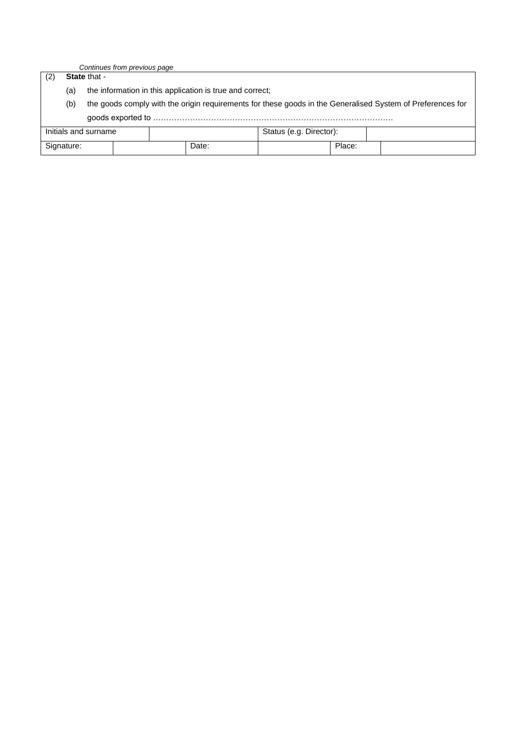*Continues from previous page*

(2) **State** that -

(a) the information in this application is true and correct;

(b) the goods comply with the origin requirements for these goods in the Generalised System of Preferences for goods exported to ……………………………………………………………………………….

| | | | |
|---|---|---|---|
| Initials and surname | | Status (e.g. Director): | |

| | | | | | |
|---|---|---|---|---|---|
| Signature: | | Date: | | Place: | |